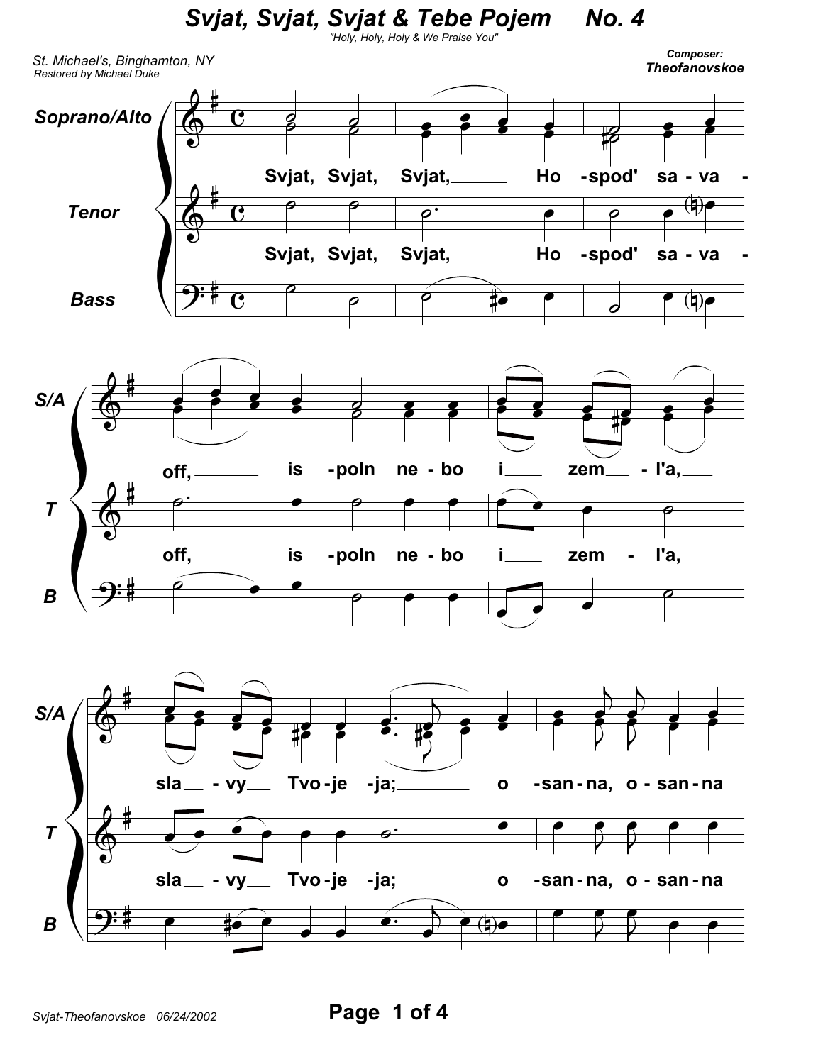# Svjat, Svjat, Svjat & Tebe Pojem No. 4

*"Holy, Holy, Holy & We Praise You"*

*St. Michael's, Binghamton, NY*
*Restored by Michael Duke*

**Composer:**
**Theofanovskoe**

Soprano/Alto, Tenor, Bass

Svjat, Svjat, Svjat, Ho - spod' sa - va - off, is - poln ne - bo i zem - l'a, sla - vy Tvo - je - ja; o - san - na, o - san - na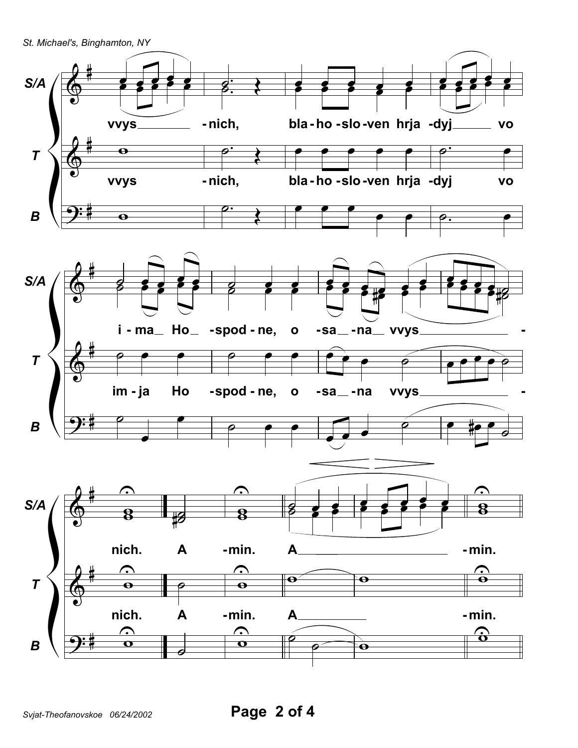**S/A:** vvys - nich, bla - ho - slo - ven hrja - dyj vo

**T:** vvys - nich, bla - ho - slo - ven hrja - dyj vo

**B**

**S/A:** i - ma Ho - spod - ne, o - sa - na vvys -

**T:** im - ja Ho - spod - ne, o - sa - na vvys -

**B**

**S/A:** nich. A - min. A - min.

**T:** nich. A - min. A - min.

**B**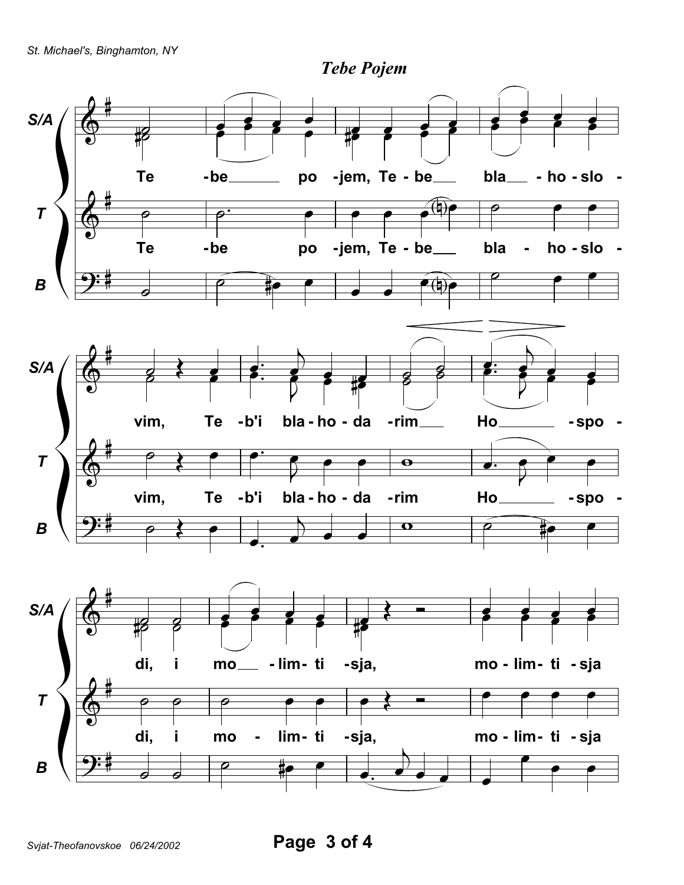# *Tebe Pojem*

**S/A:** Te -be po -jem, Te - be bla - ho - slo - vim, Te -b'i bla - ho - da -rim Ho -spo - di, i mo - lim- ti -sja, mo - lim- ti - sja

**T:** Te -be po -jem, Te - be bla - ho - slo - vim, Te -b'i bla - ho - da -rim Ho -spo - di, i mo - lim- ti -sja, mo - lim- ti - sja

**B**

*Svjat-Theofanovskoe 06/24/2002*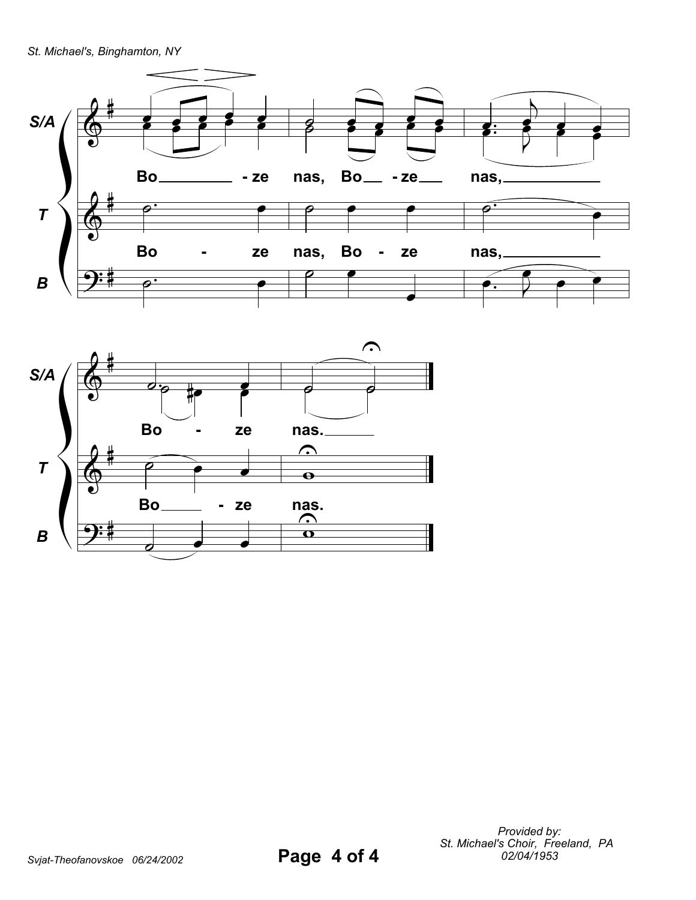S/A

Bo - ze nas, Bo - ze nas,

T

Bo - ze nas, Bo - ze nas,

B

S/A

Bo - ze nas.

T

Bo - ze nas.

B